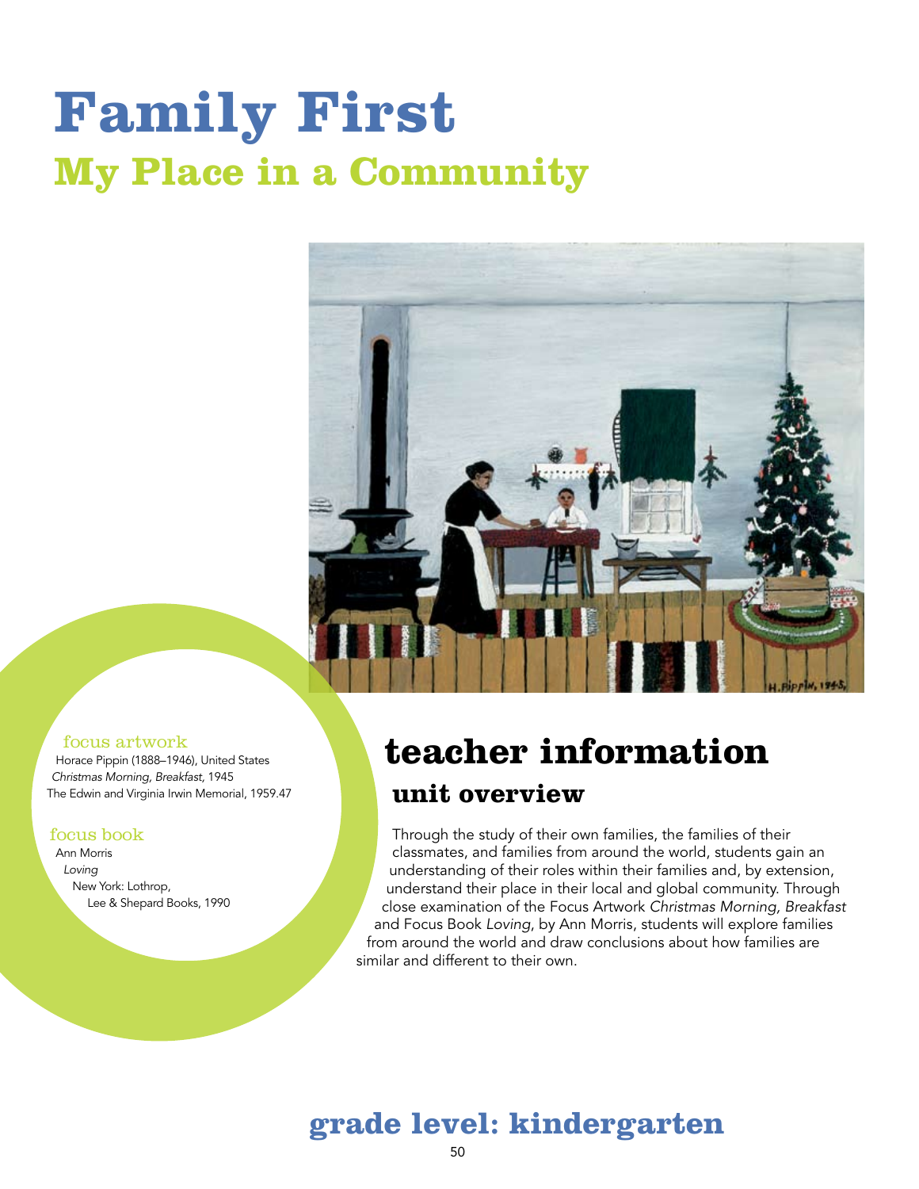# Family First

## My Place in a Community

focus artwork

Horace Pippin (1888–1946), United States
*Christmas Morning, Breakfast,* 1945
The Edwin and Virginia Irwin Memorial, 1959.47

focus book

Ann Morris
*Loving*
New York: Lothrop,
Lee & Shepard Books, 1990

# teacher information

## unit overview

Through the study of their own families, the families of their classmates, and families from around the world, students gain an understanding of their roles within their families and, by extension, understand their place in their local and global community. Through close examination of the Focus Artwork *Christmas Morning, Breakfast* and Focus Book *Loving*, by Ann Morris, students will explore families from around the world and draw conclusions about how families are similar and different to their own.

## grade level: kindergarten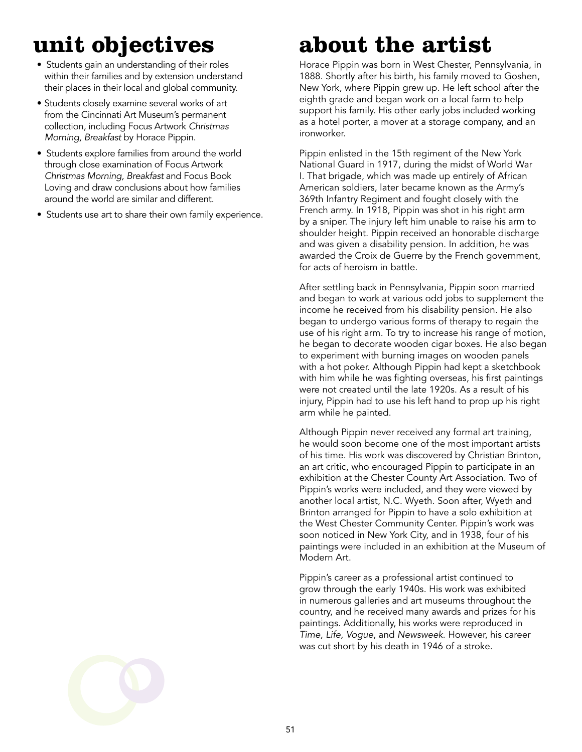# unit objectives

- Students gain an understanding of their roles within their families and by extension understand their places in their local and global community.
- Students closely examine several works of art from the Cincinnati Art Museum's permanent collection, including Focus Artwork *Christmas Morning, Breakfast* by Horace Pippin.
- Students explore families from around the world through close examination of Focus Artwork *Christmas Morning, Breakfast* and Focus Book Loving and draw conclusions about how families around the world are similar and different.
- Students use art to share their own family experience.

# about the artist

Horace Pippin was born in West Chester, Pennsylvania, in 1888. Shortly after his birth, his family moved to Goshen, New York, where Pippin grew up. He left school after the eighth grade and began work on a local farm to help support his family. His other early jobs included working as a hotel porter, a mover at a storage company, and an ironworker.

Pippin enlisted in the 15th regiment of the New York National Guard in 1917, during the midst of World War I. That brigade, which was made up entirely of African American soldiers, later became known as the Army's 369th Infantry Regiment and fought closely with the French army. In 1918, Pippin was shot in his right arm by a sniper. The injury left him unable to raise his arm to shoulder height. Pippin received an honorable discharge and was given a disability pension. In addition, he was awarded the Croix de Guerre by the French government, for acts of heroism in battle.

After settling back in Pennsylvania, Pippin soon married and began to work at various odd jobs to supplement the income he received from his disability pension. He also began to undergo various forms of therapy to regain the use of his right arm. To try to increase his range of motion, he began to decorate wooden cigar boxes. He also began to experiment with burning images on wooden panels with a hot poker. Although Pippin had kept a sketchbook with him while he was fighting overseas, his first paintings were not created until the late 1920s. As a result of his injury, Pippin had to use his left hand to prop up his right arm while he painted.

Although Pippin never received any formal art training, he would soon become one of the most important artists of his time. His work was discovered by Christian Brinton, an art critic, who encouraged Pippin to participate in an exhibition at the Chester County Art Association. Two of Pippin's works were included, and they were viewed by another local artist, N.C. Wyeth. Soon after, Wyeth and Brinton arranged for Pippin to have a solo exhibition at the West Chester Community Center. Pippin's work was soon noticed in New York City, and in 1938, four of his paintings were included in an exhibition at the Museum of Modern Art.

Pippin's career as a professional artist continued to grow through the early 1940s. His work was exhibited in numerous galleries and art museums throughout the country, and he received many awards and prizes for his paintings. Additionally, his works were reproduced in *Time*, *Life*, *Vogue*, and *Newsweek*. However, his career was cut short by his death in 1946 of a stroke.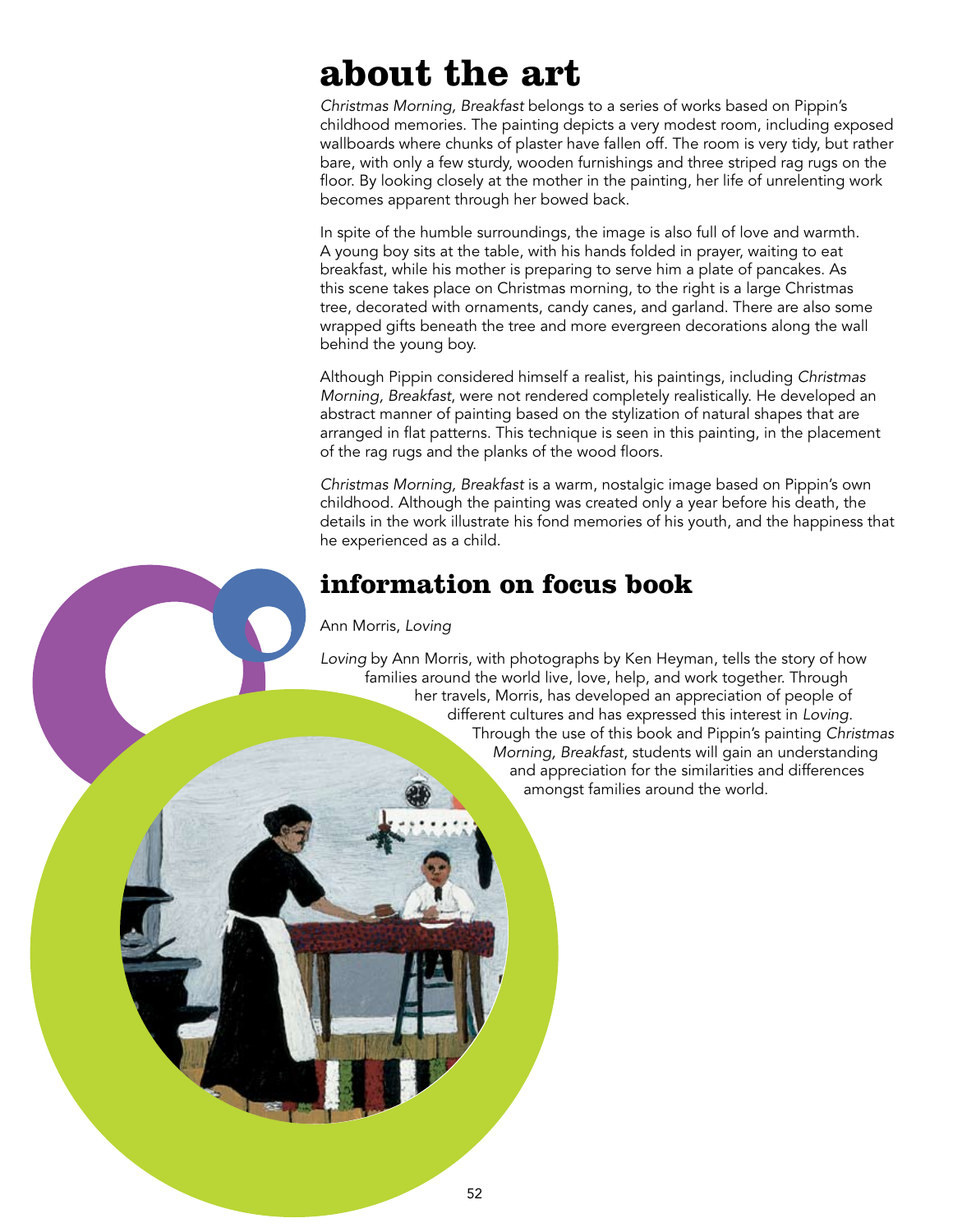# about the art

*Christmas Morning, Breakfast* belongs to a series of works based on Pippin's childhood memories. The painting depicts a very modest room, including exposed wallboards where chunks of plaster have fallen off. The room is very tidy, but rather bare, with only a few sturdy, wooden furnishings and three striped rag rugs on the floor. By looking closely at the mother in the painting, her life of unrelenting work becomes apparent through her bowed back.

In spite of the humble surroundings, the image is also full of love and warmth. A young boy sits at the table, with his hands folded in prayer, waiting to eat breakfast, while his mother is preparing to serve him a plate of pancakes. As this scene takes place on Christmas morning, to the right is a large Christmas tree, decorated with ornaments, candy canes, and garland. There are also some wrapped gifts beneath the tree and more evergreen decorations along the wall behind the young boy.

Although Pippin considered himself a realist, his paintings, including *Christmas Morning, Breakfast*, were not rendered completely realistically. He developed an abstract manner of painting based on the stylization of natural shapes that are arranged in flat patterns. This technique is seen in this painting, in the placement of the rag rugs and the planks of the wood floors.

*Christmas Morning, Breakfast* is a warm, nostalgic image based on Pippin's own childhood. Although the painting was created only a year before his death, the details in the work illustrate his fond memories of his youth, and the happiness that he experienced as a child.

# information on focus book

Ann Morris, *Loving*

*Loving* by Ann Morris, with photographs by Ken Heyman, tells the story of how families around the world live, love, help, and work together. Through her travels, Morris, has developed an appreciation of people of different cultures and has expressed this interest in *Loving*. Through the use of this book and Pippin's painting *Christmas Morning, Breakfast*, students will gain an understanding and appreciation for the similarities and differences amongst families around the world.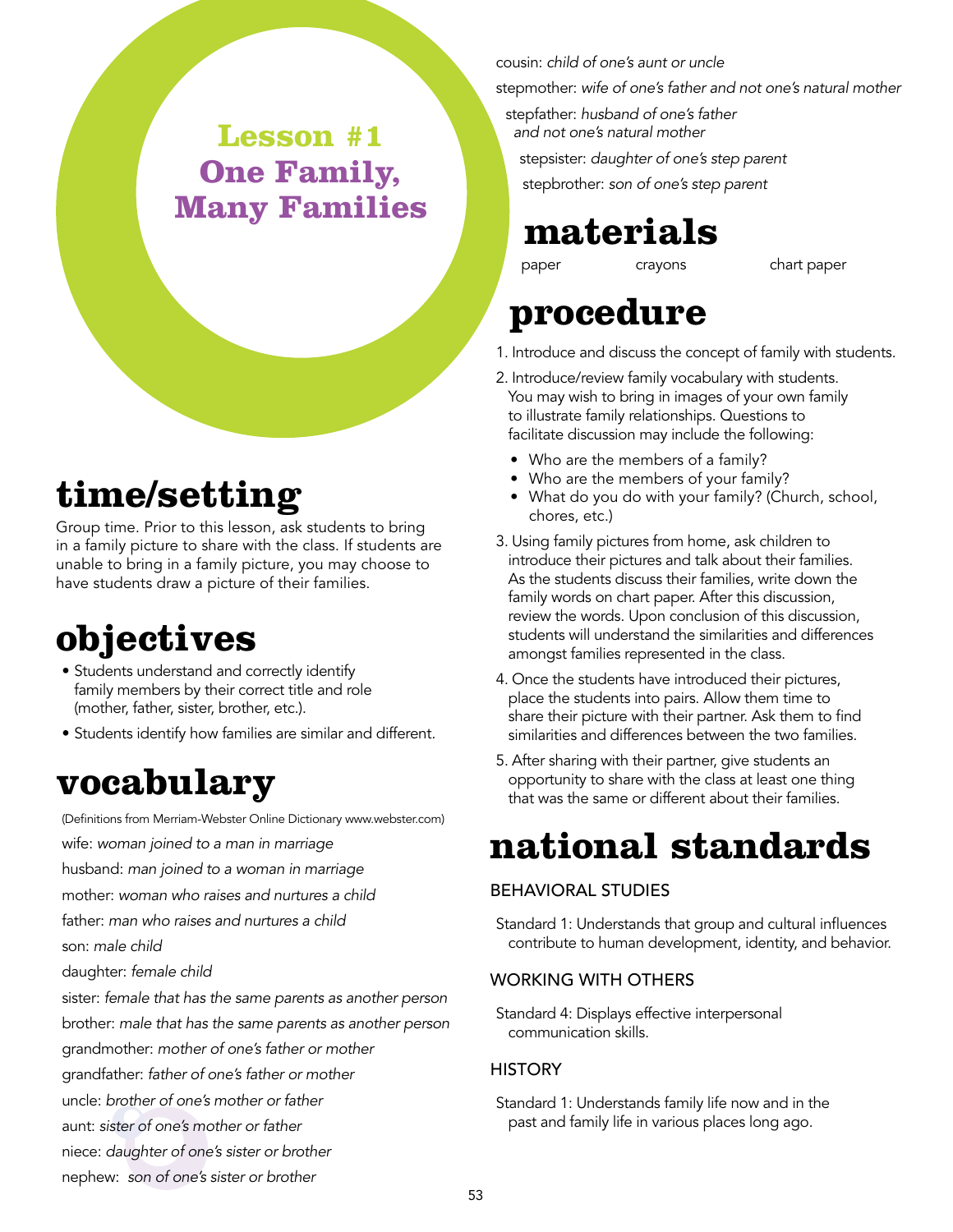# Lesson #1
# One Family, Many Families

## time/setting

Group time. Prior to this lesson, ask students to bring in a family picture to share with the class. If students are unable to bring in a family picture, you may choose to have students draw a picture of their families.

## objectives

- Students understand and correctly identify family members by their correct title and role (mother, father, sister, brother, etc.).
- Students identify how families are similar and different.

## vocabulary

(Definitions from Merriam-Webster Online Dictionary www.webster.com)

wife: *woman joined to a man in marriage*

husband: *man joined to a woman in marriage*

mother: *woman who raises and nurtures a child*

father: *man who raises and nurtures a child*

son: *male child*

daughter: *female child*

sister: *female that has the same parents as another person*

brother: *male that has the same parents as another person*

grandmother: *mother of one's father or mother*

grandfather: *father of one's father or mother*

uncle: *brother of one's mother or father*

aunt: *sister of one's mother or father*

niece: *daughter of one's sister or brother*

nephew: *son of one's sister or brother*

cousin: *child of one's aunt or uncle*

stepmother: *wife of one's father and not one's natural mother*

stepfather: *husband of one's father and not one's natural mother*

stepsister: *daughter of one's step parent*

stepbrother: *son of one's step parent*

## materials

paper

crayons

chart paper

## procedure

1. Introduce and discuss the concept of family with students.
2. Introduce/review family vocabulary with students. You may wish to bring in images of your own family to illustrate family relationships. Questions to facilitate discussion may include the following:
   - Who are the members of a family?
   - Who are the members of your family?
   - What do you do with your family? (Church, school, chores, etc.)
3. Using family pictures from home, ask children to introduce their pictures and talk about their families. As the students discuss their families, write down the family words on chart paper. After this discussion, review the words. Upon conclusion of this discussion, students will understand the similarities and differences amongst families represented in the class.
4. Once the students have introduced their pictures, place the students into pairs. Allow them time to share their picture with their partner. Ask them to find similarities and differences between the two families.
5. After sharing with their partner, give students an opportunity to share with the class at least one thing that was the same or different about their families.

## national standards

### BEHAVIORAL STUDIES

Standard 1: Understands that group and cultural influences contribute to human development, identity, and behavior.

### WORKING WITH OTHERS

Standard 4: Displays effective interpersonal communication skills.

### HISTORY

Standard 1: Understands family life now and in the past and family life in various places long ago.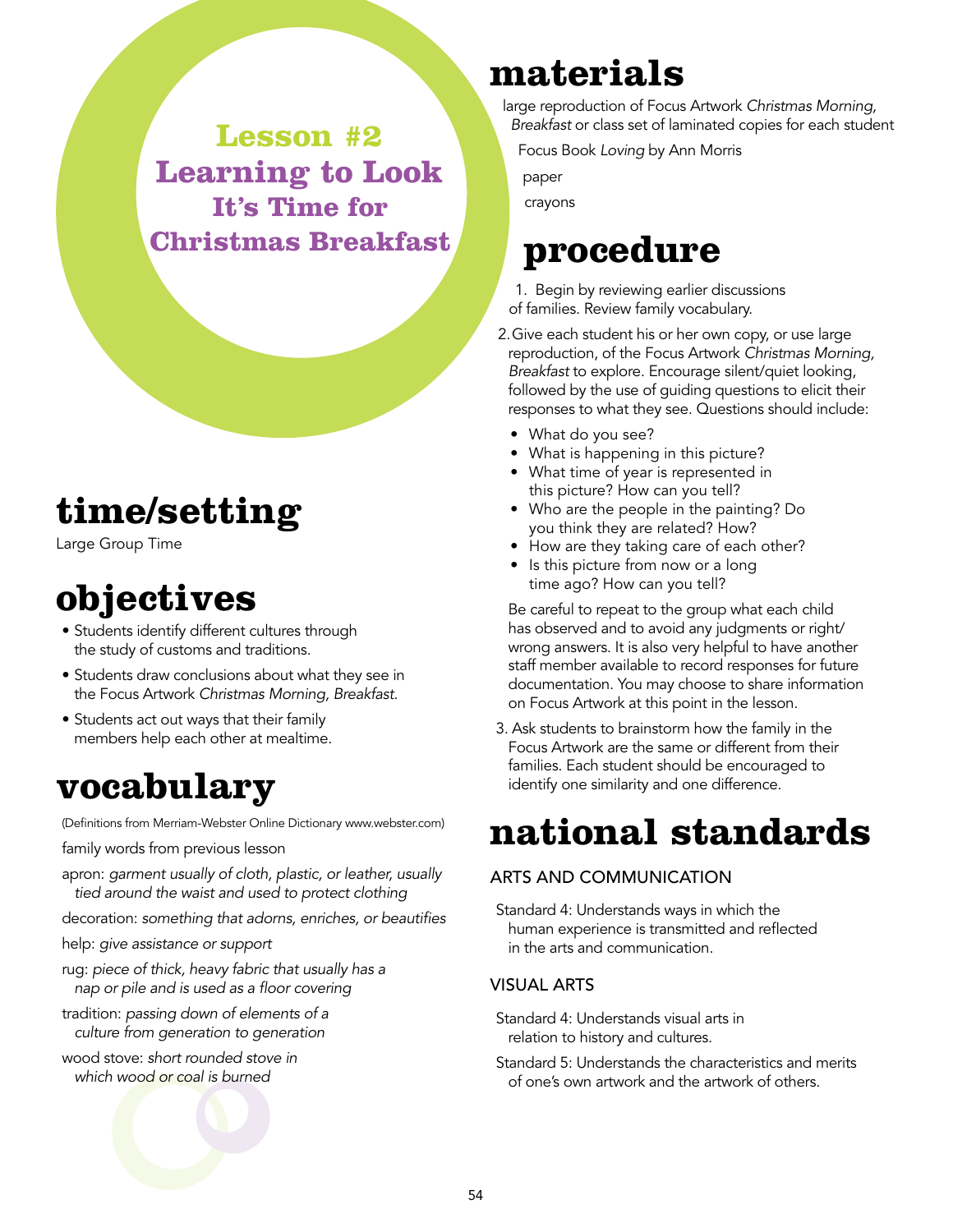# Lesson #2
# Learning to Look
## It's Time for Christmas Breakfast

## time/setting

Large Group Time

## objectives

- Students identify different cultures through the study of customs and traditions.
- Students draw conclusions about what they see in the Focus Artwork *Christmas Morning, Breakfast*.
- Students act out ways that their family members help each other at mealtime.

## vocabulary

(Definitions from Merriam-Webster Online Dictionary www.webster.com)

family words from previous lesson

apron: *garment usually of cloth, plastic, or leather, usually tied around the waist and used to protect clothing*

decoration: *something that adorns, enriches, or beautifies*

help: *give assistance or support*

rug: *piece of thick, heavy fabric that usually has a nap or pile and is used as a floor covering*

tradition: *passing down of elements of a culture from generation to generation*

wood stove: *short rounded stove in which wood or coal is burned*

## materials

large reproduction of Focus Artwork *Christmas Morning, Breakfast* or class set of laminated copies for each student

Focus Book *Loving* by Ann Morris

paper

crayons

## procedure

1. Begin by reviewing earlier discussions of families. Review family vocabulary.
2. Give each student his or her own copy, or use large reproduction, of the Focus Artwork *Christmas Morning, Breakfast* to explore. Encourage silent/quiet looking, followed by the use of guiding questions to elicit their responses to what they see. Questions should include:
   - What do you see?
   - What is happening in this picture?
   - What time of year is represented in this picture? How can you tell?
   - Who are the people in the painting? Do you think they are related? How?
   - How are they taking care of each other?
   - Is this picture from now or a long time ago? How can you tell?

   Be careful to repeat to the group what each child has observed and to avoid any judgments or right/wrong answers. It is also very helpful to have another staff member available to record responses for future documentation. You may choose to share information on Focus Artwork at this point in the lesson.
3. Ask students to brainstorm how the family in the Focus Artwork are the same or different from their families. Each student should be encouraged to identify one similarity and one difference.

## national standards

### ARTS AND COMMUNICATION

Standard 4: Understands ways in which the human experience is transmitted and reflected in the arts and communication.

### VISUAL ARTS

Standard 4: Understands visual arts in relation to history and cultures.

Standard 5: Understands the characteristics and merits of one's own artwork and the artwork of others.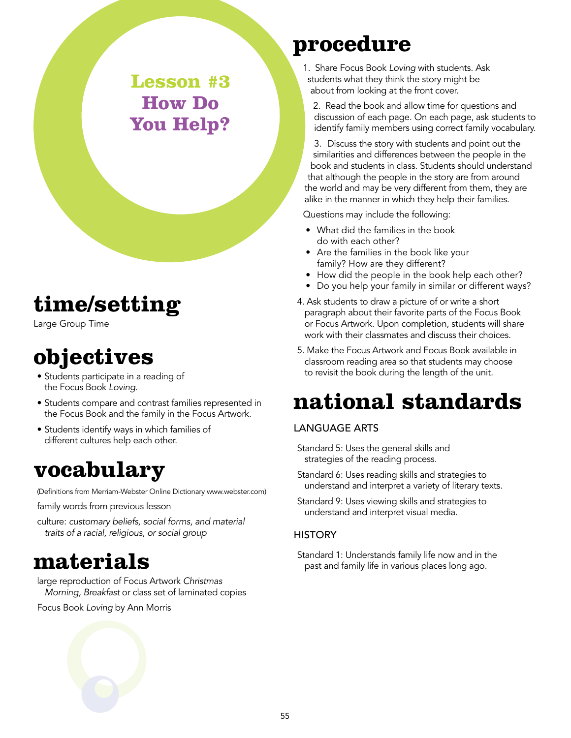# Lesson #3 How Do You Help?

## time/setting

Large Group Time

## objectives

- Students participate in a reading of the Focus Book *Loving.*
- Students compare and contrast families represented in the Focus Book and the family in the Focus Artwork.
- Students identify ways in which families of different cultures help each other.

## vocabulary

(Definitions from Merriam-Webster Online Dictionary www.webster.com)

family words from previous lesson

culture: *customary beliefs, social forms, and material traits of a racial, religious, or social group*

## materials

large reproduction of Focus Artwork *Christmas Morning, Breakfast* or class set of laminated copies

Focus Book *Loving* by Ann Morris

## procedure

1. Share Focus Book *Loving* with students. Ask students what they think the story might be about from looking at the front cover.
2. Read the book and allow time for questions and discussion of each page. On each page, ask students to identify family members using correct family vocabulary.
3. Discuss the story with students and point out the similarities and differences between the people in the book and students in class. Students should understand that although the people in the story are from around the world and may be very different from them, they are alike in the manner in which they help their families.

   Questions may include the following:

   - What did the families in the book do with each other?
   - Are the families in the book like your family? How are they different?
   - How did the people in the book help each other?
   - Do you help your family in similar or different ways?
4. Ask students to draw a picture of or write a short paragraph about their favorite parts of the Focus Book or Focus Artwork. Upon completion, students will share work with their classmates and discuss their choices.
5. Make the Focus Artwork and Focus Book available in classroom reading area so that students may choose to revisit the book during the length of the unit.

## national standards

### LANGUAGE ARTS

Standard 5: Uses the general skills and strategies of the reading process.

Standard 6: Uses reading skills and strategies to understand and interpret a variety of literary texts.

Standard 9: Uses viewing skills and strategies to understand and interpret visual media.

### HISTORY

Standard 1: Understands family life now and in the past and family life in various places long ago.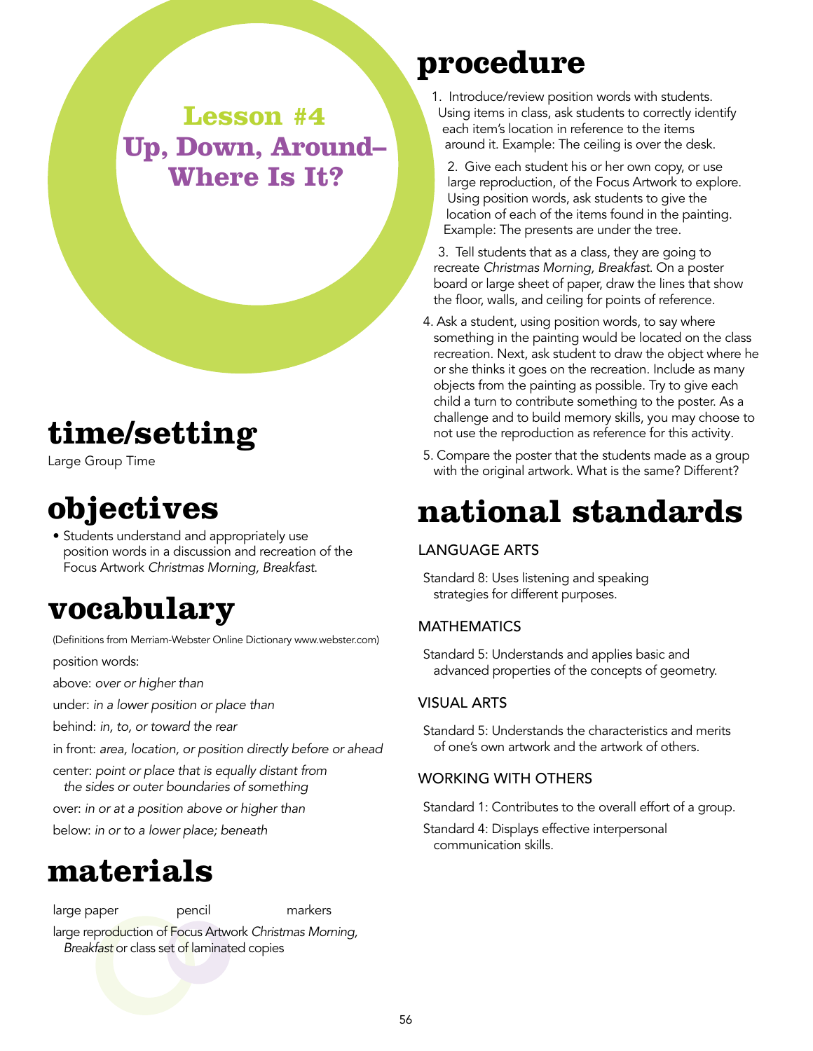# Lesson #4
# Up, Down, Around–Where Is It?

## time/setting

Large Group Time

## objectives

- Students understand and appropriately use position words in a discussion and recreation of the Focus Artwork *Christmas Morning, Breakfast.*

## vocabulary

(Definitions from Merriam-Webster Online Dictionary www.webster.com)

position words:

above: *over or higher than*

under: *in a lower position or place than*

behind: *in, to, or toward the rear*

in front: *area, location, or position directly before or ahead*

center: *point or place that is equally distant from the sides or outer boundaries of something*

over: *in or at a position above or higher than*

below: *in or to a lower place; beneath*

## materials

large paper, pencil, markers

large reproduction of Focus Artwork *Christmas Morning, Breakfast* or class set of laminated copies

## procedure

1. Introduce/review position words with students. Using items in class, ask students to correctly identify each item's location in reference to the items around it. Example: The ceiling is over the desk.
2. Give each student his or her own copy, or use large reproduction, of the Focus Artwork to explore. Using position words, ask students to give the location of each of the items found in the painting. Example: The presents are under the tree.
3. Tell students that as a class, they are going to recreate *Christmas Morning, Breakfast*. On a poster board or large sheet of paper, draw the lines that show the floor, walls, and ceiling for points of reference.
4. Ask a student, using position words, to say where something in the painting would be located on the class recreation. Next, ask student to draw the object where he or she thinks it goes on the recreation. Include as many objects from the painting as possible. Try to give each child a turn to contribute something to the poster. As a challenge and to build memory skills, you may choose to not use the reproduction as reference for this activity.
5. Compare the poster that the students made as a group with the original artwork. What is the same? Different?

## national standards

### LANGUAGE ARTS

Standard 8: Uses listening and speaking strategies for different purposes.

### MATHEMATICS

Standard 5: Understands and applies basic and advanced properties of the concepts of geometry.

### VISUAL ARTS

Standard 5: Understands the characteristics and merits of one's own artwork and the artwork of others.

### WORKING WITH OTHERS

Standard 1: Contributes to the overall effort of a group.

Standard 4: Displays effective interpersonal communication skills.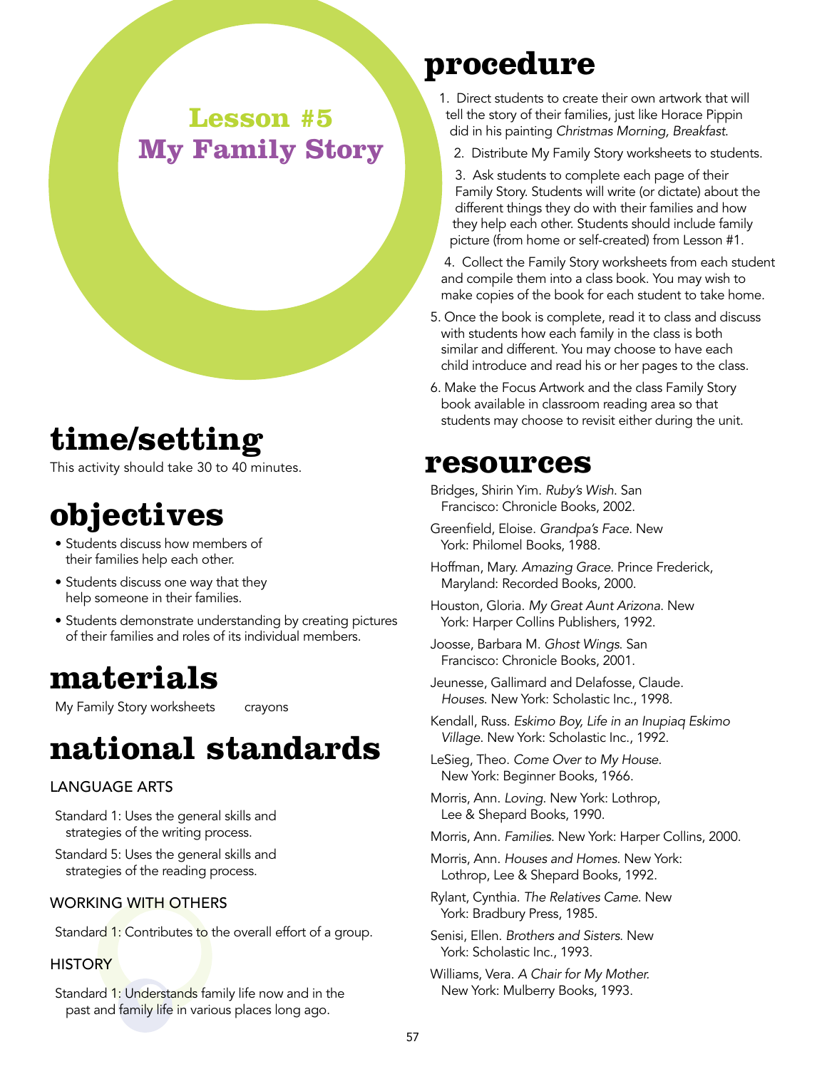# Lesson #5
# My Family Story

## time/setting

This activity should take 30 to 40 minutes.

## objectives

- Students discuss how members of their families help each other.
- Students discuss one way that they help someone in their families.
- Students demonstrate understanding by creating pictures of their families and roles of its individual members.

## materials

My Family Story worksheets

crayons

## national standards

### LANGUAGE ARTS

Standard 1: Uses the general skills and strategies of the writing process.

Standard 5: Uses the general skills and strategies of the reading process.

### WORKING WITH OTHERS

Standard 1: Contributes to the overall effort of a group.

### HISTORY

Standard 1: Understands family life now and in the past and family life in various places long ago.

## procedure

1. Direct students to create their own artwork that will tell the story of their families, just like Horace Pippin did in his painting *Christmas Morning, Breakfast*.
2. Distribute My Family Story worksheets to students.
3. Ask students to complete each page of their Family Story. Students will write (or dictate) about the different things they do with their families and how they help each other. Students should include family picture (from home or self-created) from Lesson #1.
4. Collect the Family Story worksheets from each student and compile them into a class book. You may wish to make copies of the book for each student to take home.
5. Once the book is complete, read it to class and discuss with students how each family in the class is both similar and different. You may choose to have each child introduce and read his or her pages to the class.
6. Make the Focus Artwork and the class Family Story book available in classroom reading area so that students may choose to revisit either during the unit.

## resources

Bridges, Shirin Yim. *Ruby's Wish*. San Francisco: Chronicle Books, 2002.

Greenfield, Eloise. *Grandpa's Face*. New York: Philomel Books, 1988.

Hoffman, Mary. *Amazing Grace*. Prince Frederick, Maryland: Recorded Books, 2000.

Houston, Gloria. *My Great Aunt Arizona*. New York: Harper Collins Publishers, 1992.

Joosse, Barbara M. *Ghost Wings*. San Francisco: Chronicle Books, 2001.

Jeunesse, Gallimard and Delafosse, Claude. *Houses*. New York: Scholastic Inc., 1998.

Kendall, Russ. *Eskimo Boy, Life in an Inupiaq Eskimo Village*. New York: Scholastic Inc., 1992.

LeSieg, Theo. *Come Over to My House*. New York: Beginner Books, 1966.

Morris, Ann. *Loving*. New York: Lothrop, Lee & Shepard Books, 1990.

Morris, Ann. *Families*. New York: Harper Collins, 2000.

Morris, Ann. *Houses and Homes*. New York: Lothrop, Lee & Shepard Books, 1992.

Rylant, Cynthia. *The Relatives Came*. New York: Bradbury Press, 1985.

Senisi, Ellen. *Brothers and Sisters*. New York: Scholastic Inc., 1993.

Williams, Vera. *A Chair for My Mother*. New York: Mulberry Books, 1993.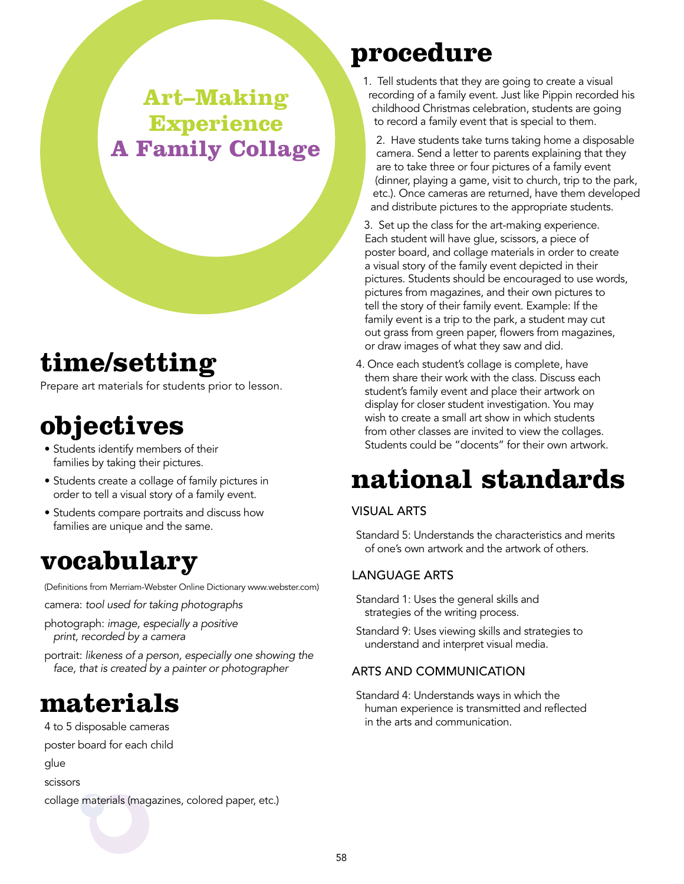# Art–Making Experience
# A Family Collage

## time/setting

Prepare art materials for students prior to lesson.

## objectives

- Students identify members of their families by taking their pictures.
- Students create a collage of family pictures in order to tell a visual story of a family event.
- Students compare portraits and discuss how families are unique and the same.

## vocabulary

(Definitions from Merriam-Webster Online Dictionary www.webster.com)

camera: *tool used for taking photographs*

photograph: *image, especially a positive print, recorded by a camera*

portrait: *likeness of a person, especially one showing the face, that is created by a painter or photographer*

## materials

4 to 5 disposable cameras

poster board for each child

glue

scissors

collage materials (magazines, colored paper, etc.)

## procedure

1. Tell students that they are going to create a visual recording of a family event. Just like Pippin recorded his childhood Christmas celebration, students are going to record a family event that is special to them.
2. Have students take turns taking home a disposable camera. Send a letter to parents explaining that they are to take three or four pictures of a family event (dinner, playing a game, visit to church, trip to the park, etc.). Once cameras are returned, have them developed and distribute pictures to the appropriate students.
3. Set up the class for the art-making experience. Each student will have glue, scissors, a piece of poster board, and collage materials in order to create a visual story of the family event depicted in their pictures. Students should be encouraged to use words, pictures from magazines, and their own pictures to tell the story of their family event. Example: If the family event is a trip to the park, a student may cut out grass from green paper, flowers from magazines, or draw images of what they saw and did.
4. Once each student's collage is complete, have them share their work with the class. Discuss each student's family event and place their artwork on display for closer student investigation. You may wish to create a small art show in which students from other classes are invited to view the collages. Students could be "docents" for their own artwork.

## national standards

### VISUAL ARTS

Standard 5: Understands the characteristics and merits of one's own artwork and the artwork of others.

### LANGUAGE ARTS

Standard 1: Uses the general skills and strategies of the writing process.

Standard 9: Uses viewing skills and strategies to understand and interpret visual media.

### ARTS AND COMMUNICATION

Standard 4: Understands ways in which the human experience is transmitted and reflected in the arts and communication.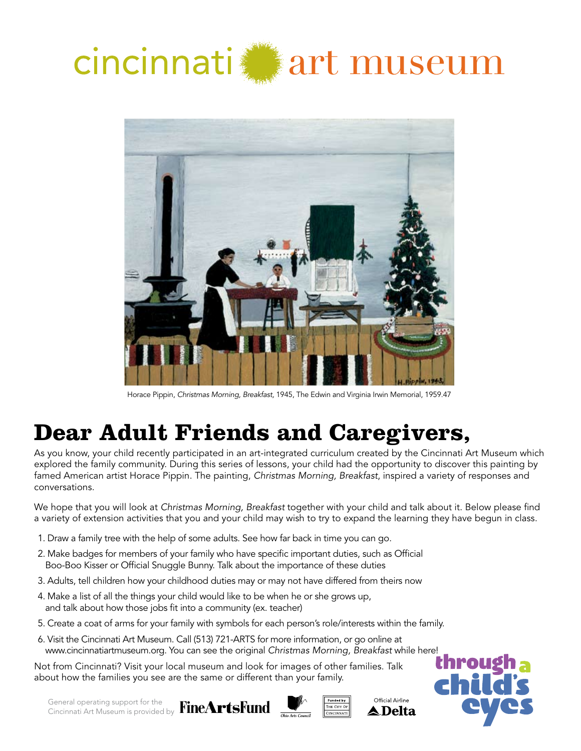# cincinnati art museum

Horace Pippin, *Christmas Morning, Breakfast*, 1945, The Edwin and Virginia Irwin Memorial, 1959.47

## Dear Adult Friends and Caregivers,

As you know, your child recently participated in an art-integrated curriculum created by the Cincinnati Art Museum which explored the family community. During this series of lessons, your child had the opportunity to discover this painting by famed American artist Horace Pippin. The painting, *Christmas Morning, Breakfast*, inspired a variety of responses and conversations.

We hope that you will look at *Christmas Morning, Breakfast* together with your child and talk about it. Below please find a variety of extension activities that you and your child may wish to try to expand the learning they have begun in class.

1. Draw a family tree with the help of some adults. See how far back in time you can go.
2. Make badges for members of your family who have specific important duties, such as Official Boo-Boo Kisser or Official Snuggle Bunny. Talk about the importance of these duties
3. Adults, tell children how your childhood duties may or may not have differed from theirs now
4. Make a list of all the things your child would like to be when he or she grows up, and talk about how those jobs fit into a community (ex. teacher)
5. Create a coat of arms for your family with symbols for each person's role/interests within the family.
6. Visit the Cincinnati Art Museum. Call (513) 721-ARTS for more information, or go online at www.cincinnatiartmuseum.org. You can see the original *Christmas Morning, Breakfast* while here!

Not from Cincinnati? Visit your local museum and look for images of other families. Talk about how the families you see are the same or different than your family.

General operating support for the Cincinnati Art Museum is provided by FineArtsFund, Ohio Arts Council, Funded by The City of Cincinnati, Official Airline Delta

through a child's eyes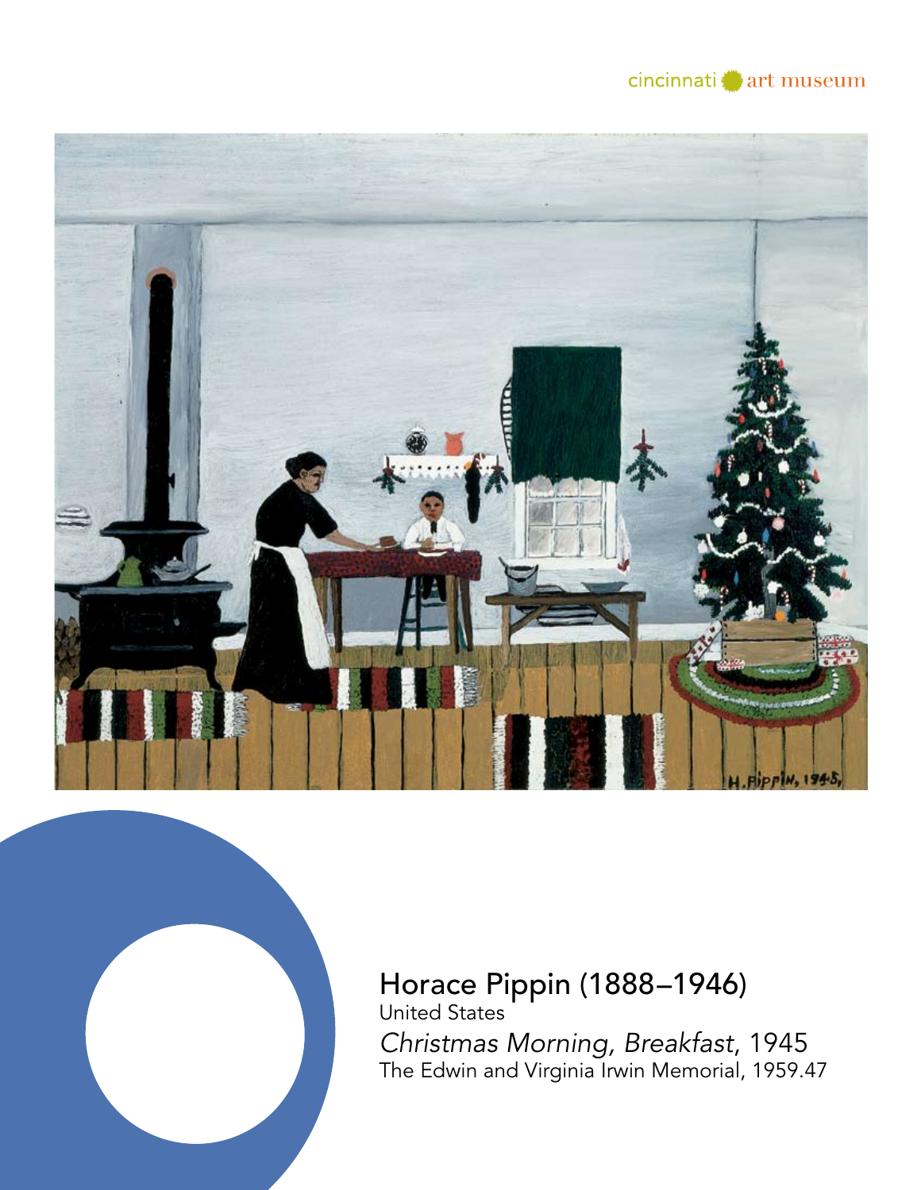Horace Pippin (1888–1946)
United States
*Christmas Morning, Breakfast*, 1945
The Edwin and Virginia Irwin Memorial, 1959.47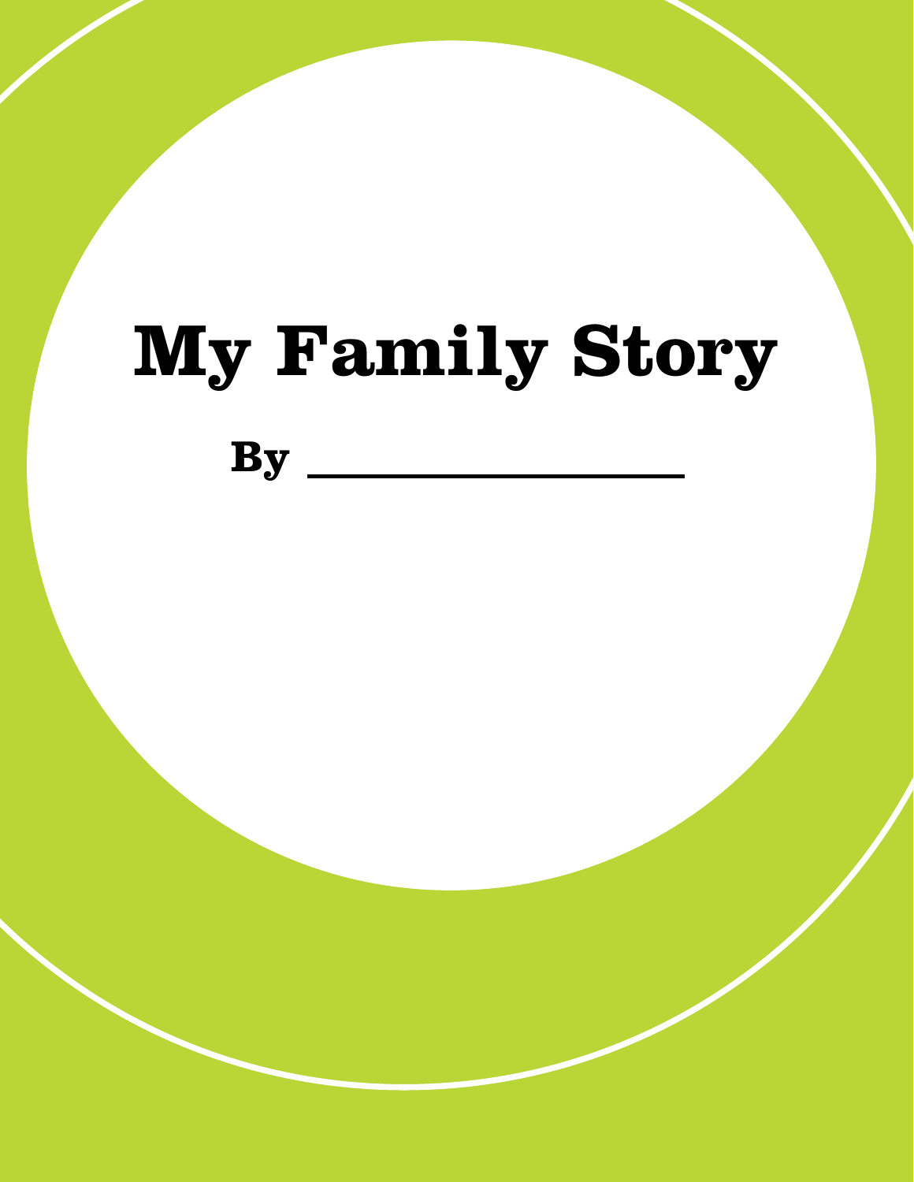# My Family Story

**By \_\_\_\_\_\_\_\_\_\_\_\_\_\_\_\_\_\_\_\_**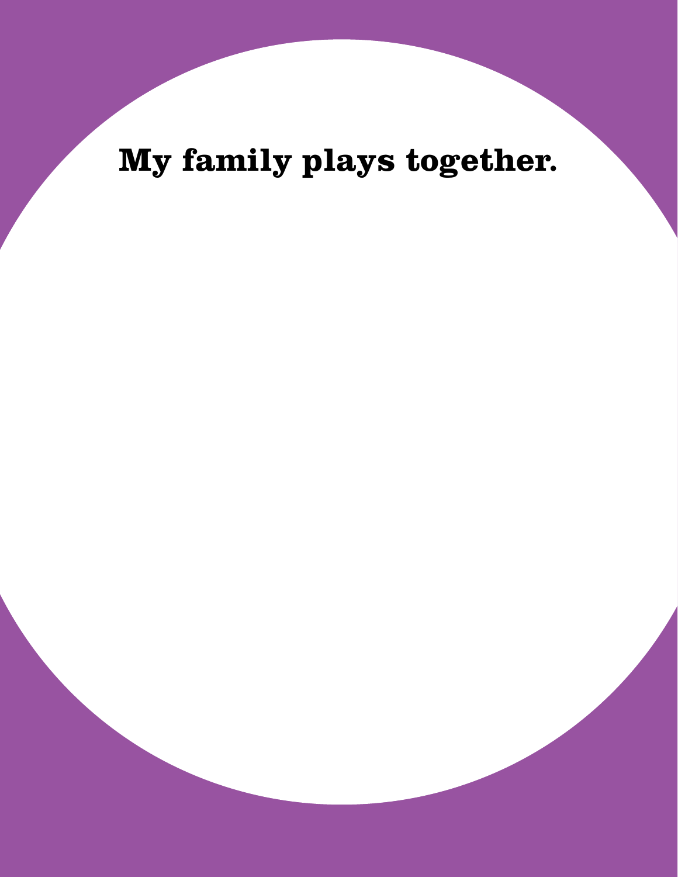**My family plays together.**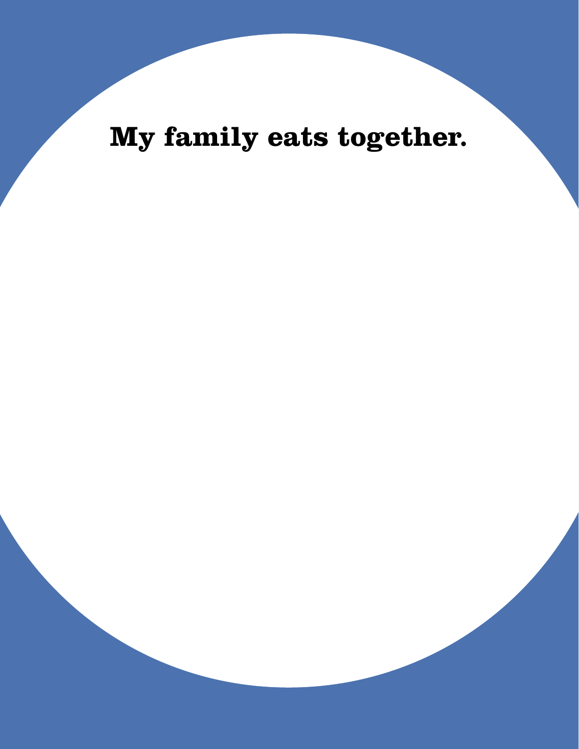**My family eats together.**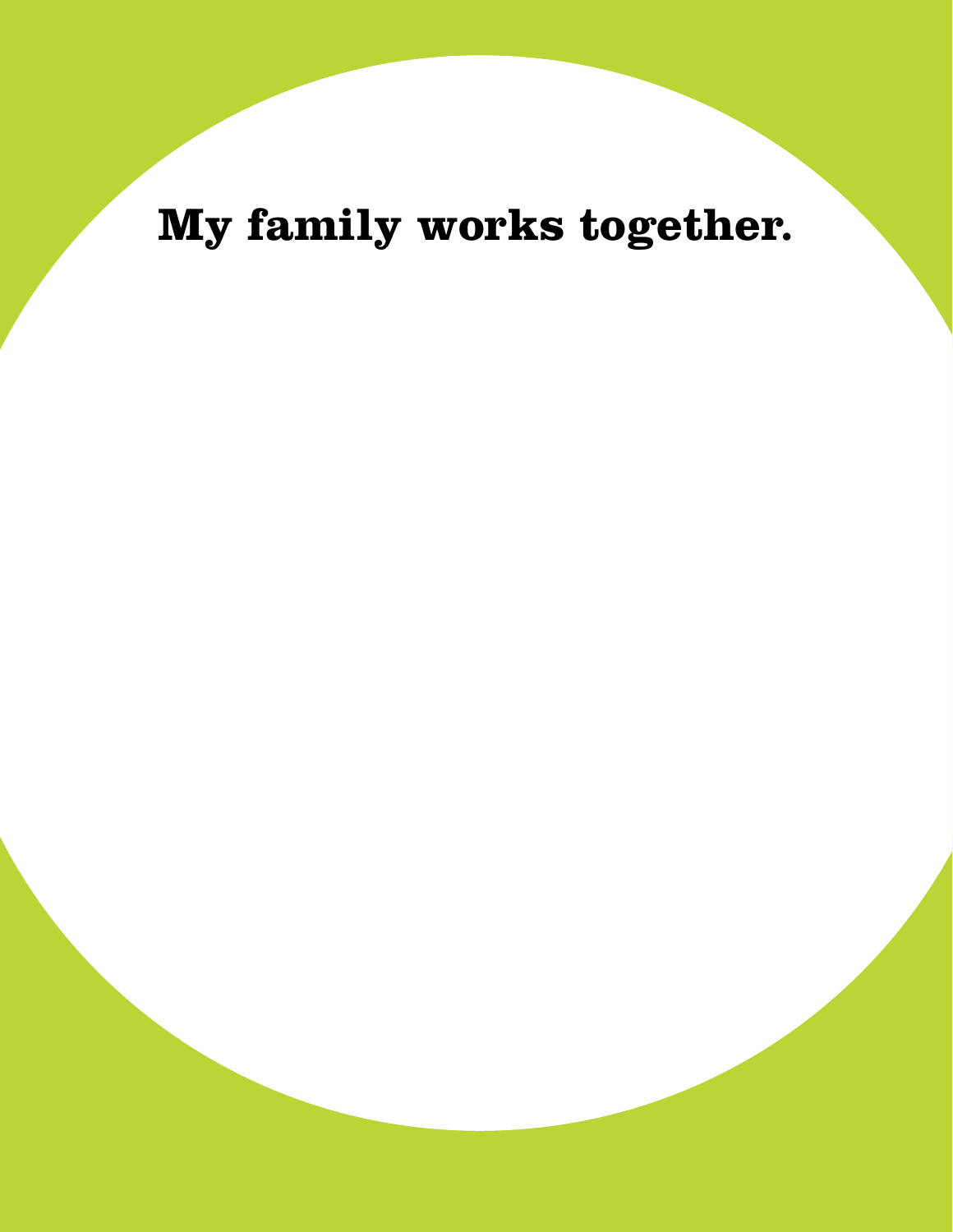**My family works together.**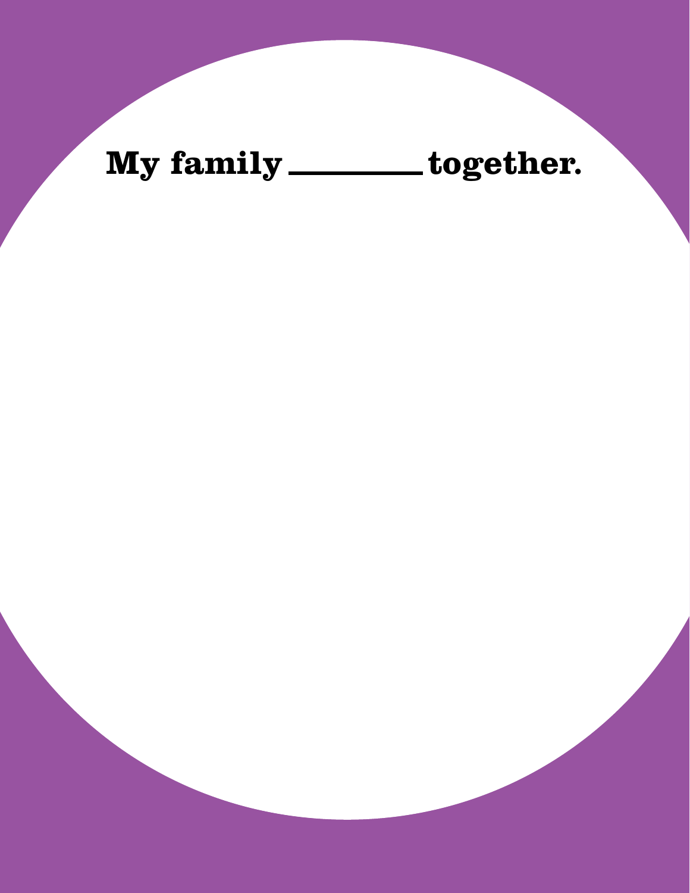**My family ________ together.**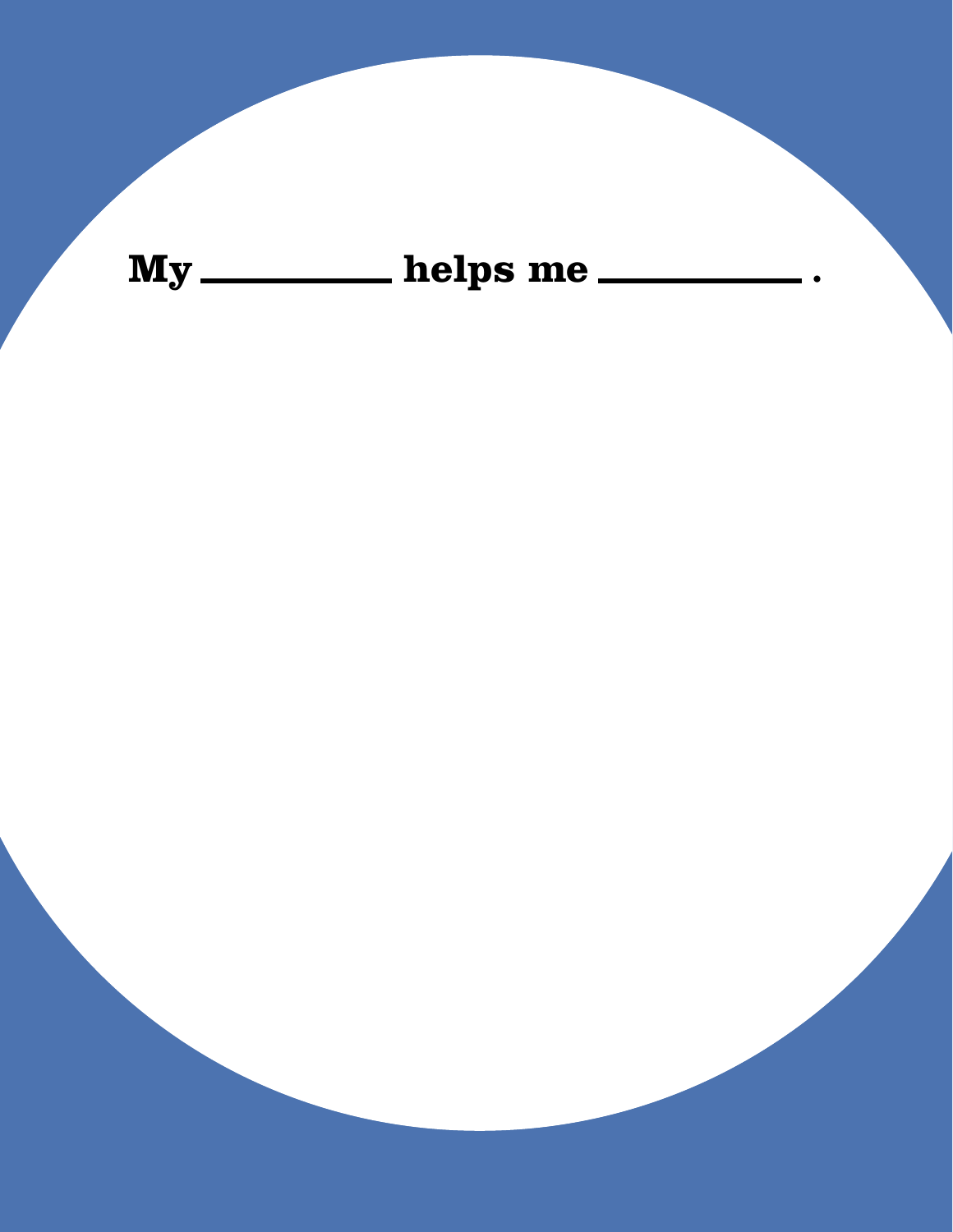**My __________ helps me __________ .**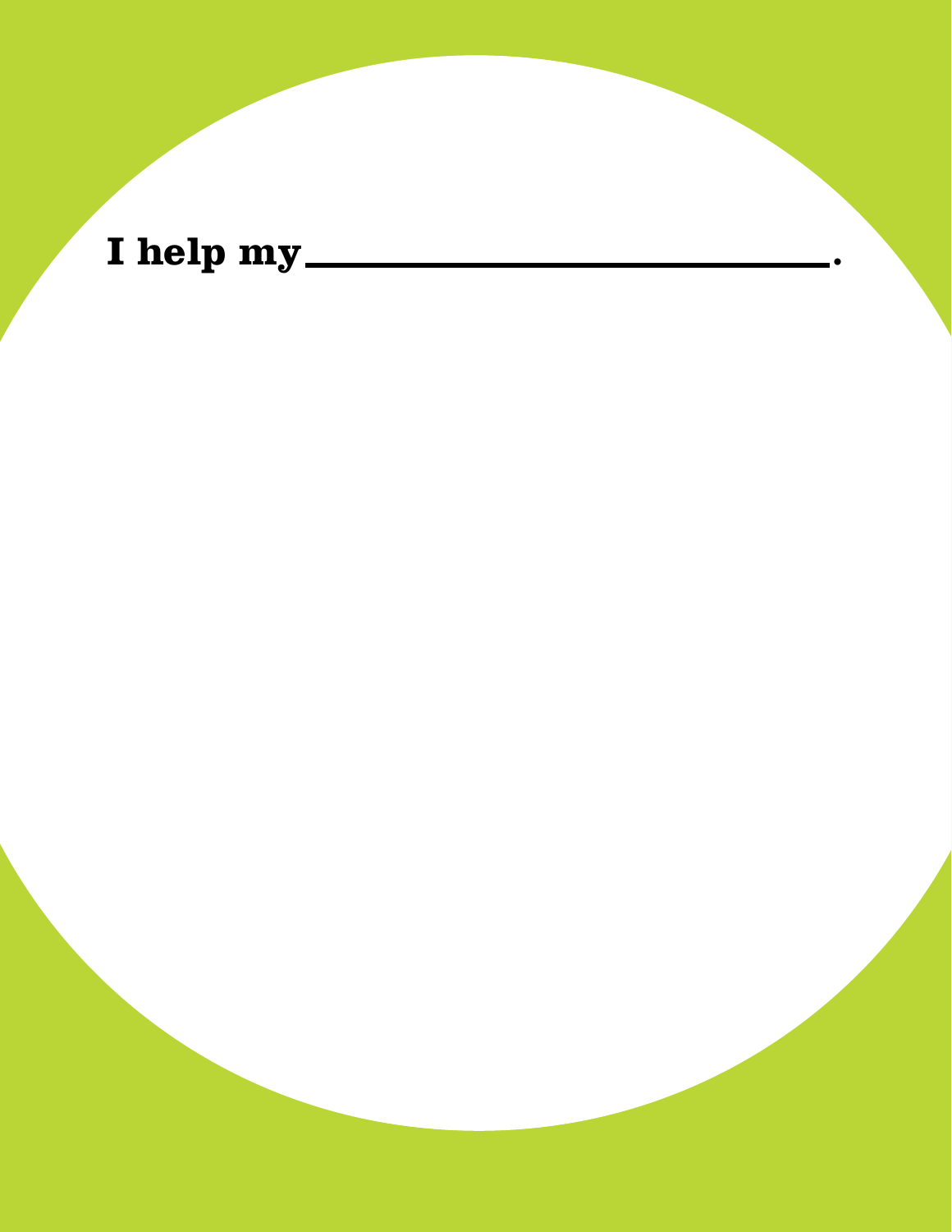**I help my ______________________________.**